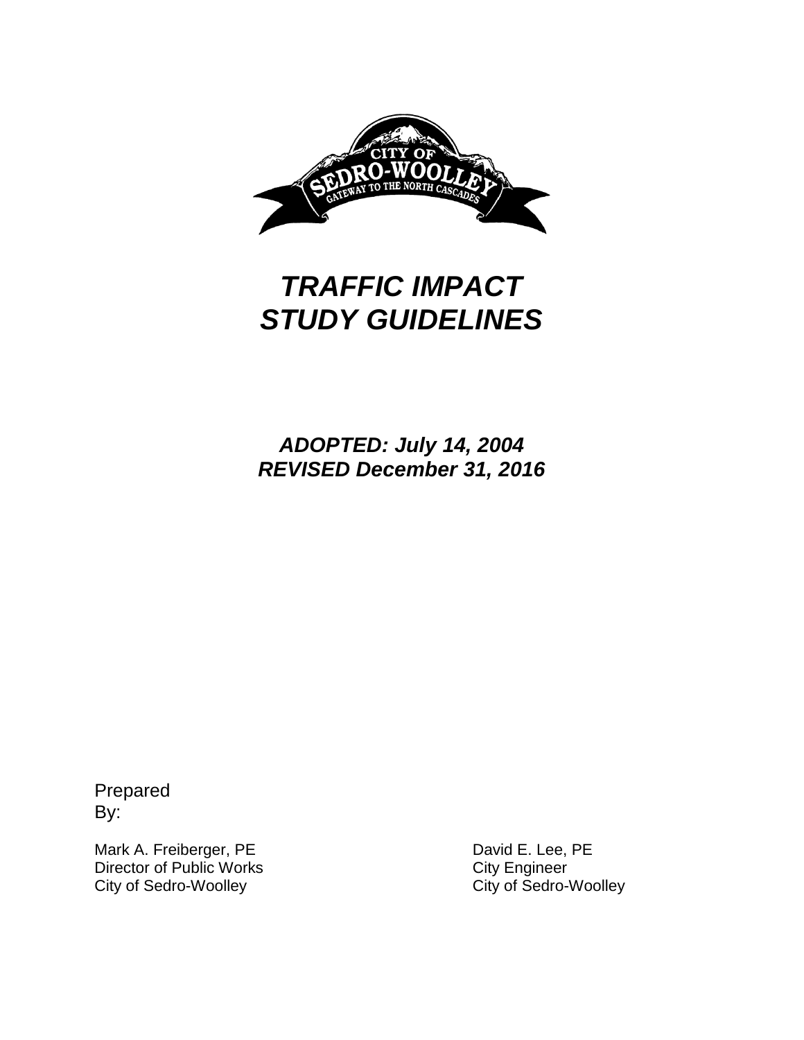# *TRAFFIC IMPACT STUDY GUIDELINES*

***ADOPTED: July 14, 2004***
***REVISED December 31, 2016***

Prepared By:

Mark A. Freiberger, PE
Director of Public Works
City of Sedro-Woolley

David E. Lee, PE
City Engineer
City of Sedro-Woolley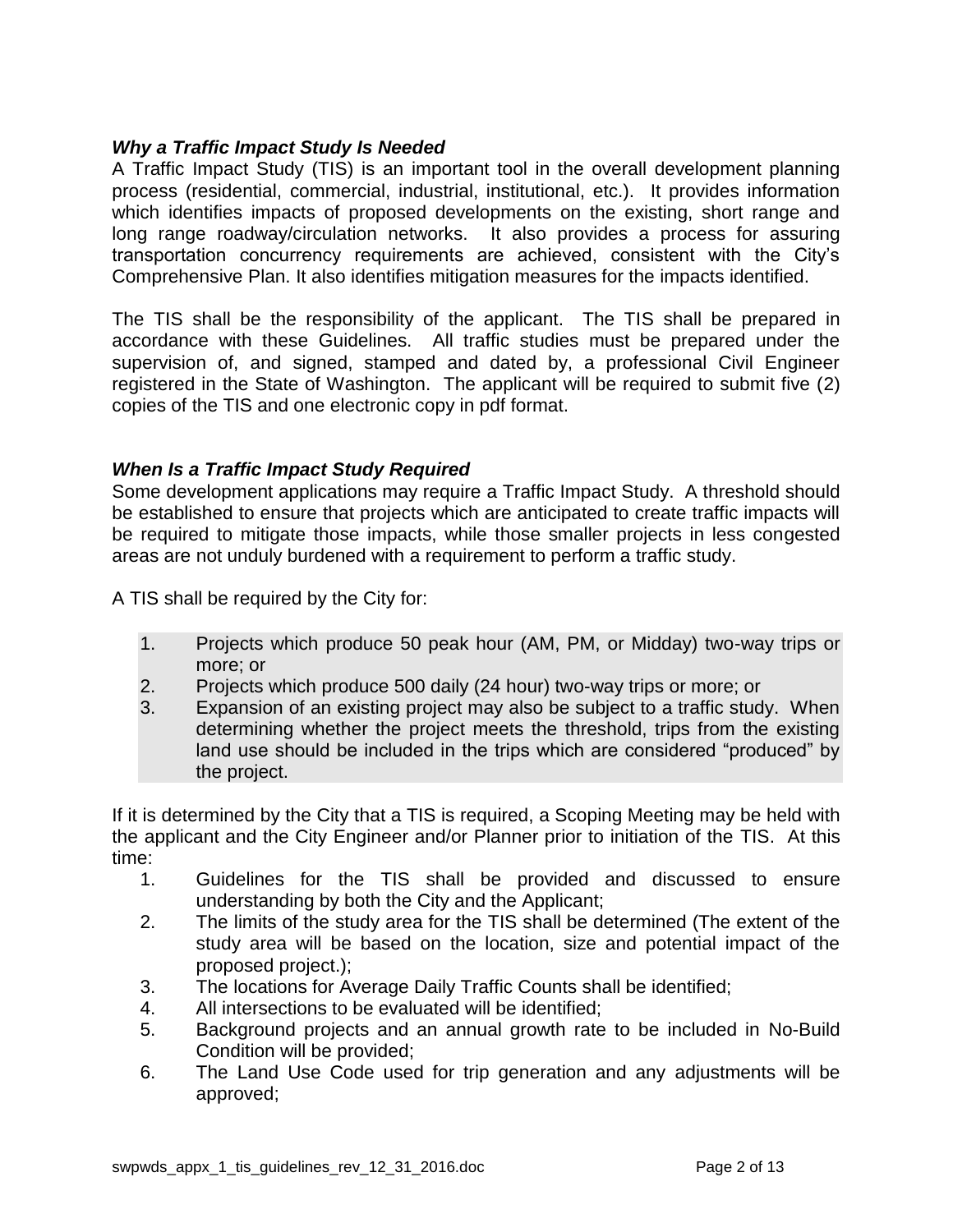### *Why a Traffic Impact Study Is Needed*

A Traffic Impact Study (TIS) is an important tool in the overall development planning process (residential, commercial, industrial, institutional, etc.). It provides information which identifies impacts of proposed developments on the existing, short range and long range roadway/circulation networks. It also provides a process for assuring transportation concurrency requirements are achieved, consistent with the City's Comprehensive Plan. It also identifies mitigation measures for the impacts identified.

The TIS shall be the responsibility of the applicant. The TIS shall be prepared in accordance with these Guidelines. All traffic studies must be prepared under the supervision of, and signed, stamped and dated by, a professional Civil Engineer registered in the State of Washington. The applicant will be required to submit five (2) copies of the TIS and one electronic copy in pdf format.

### *When Is a Traffic Impact Study Required*

Some development applications may require a Traffic Impact Study. A threshold should be established to ensure that projects which are anticipated to create traffic impacts will be required to mitigate those impacts, while those smaller projects in less congested areas are not unduly burdened with a requirement to perform a traffic study.

A TIS shall be required by the City for:

1. Projects which produce 50 peak hour (AM, PM, or Midday) two-way trips or more; or
2. Projects which produce 500 daily (24 hour) two-way trips or more; or
3. Expansion of an existing project may also be subject to a traffic study. When determining whether the project meets the threshold, trips from the existing land use should be included in the trips which are considered "produced" by the project.

If it is determined by the City that a TIS is required, a Scoping Meeting may be held with the applicant and the City Engineer and/or Planner prior to initiation of the TIS. At this time:

1. Guidelines for the TIS shall be provided and discussed to ensure understanding by both the City and the Applicant;
2. The limits of the study area for the TIS shall be determined (The extent of the study area will be based on the location, size and potential impact of the proposed project.);
3. The locations for Average Daily Traffic Counts shall be identified;
4. All intersections to be evaluated will be identified;
5. Background projects and an annual growth rate to be included in No-Build Condition will be provided;
6. The Land Use Code used for trip generation and any adjustments will be approved;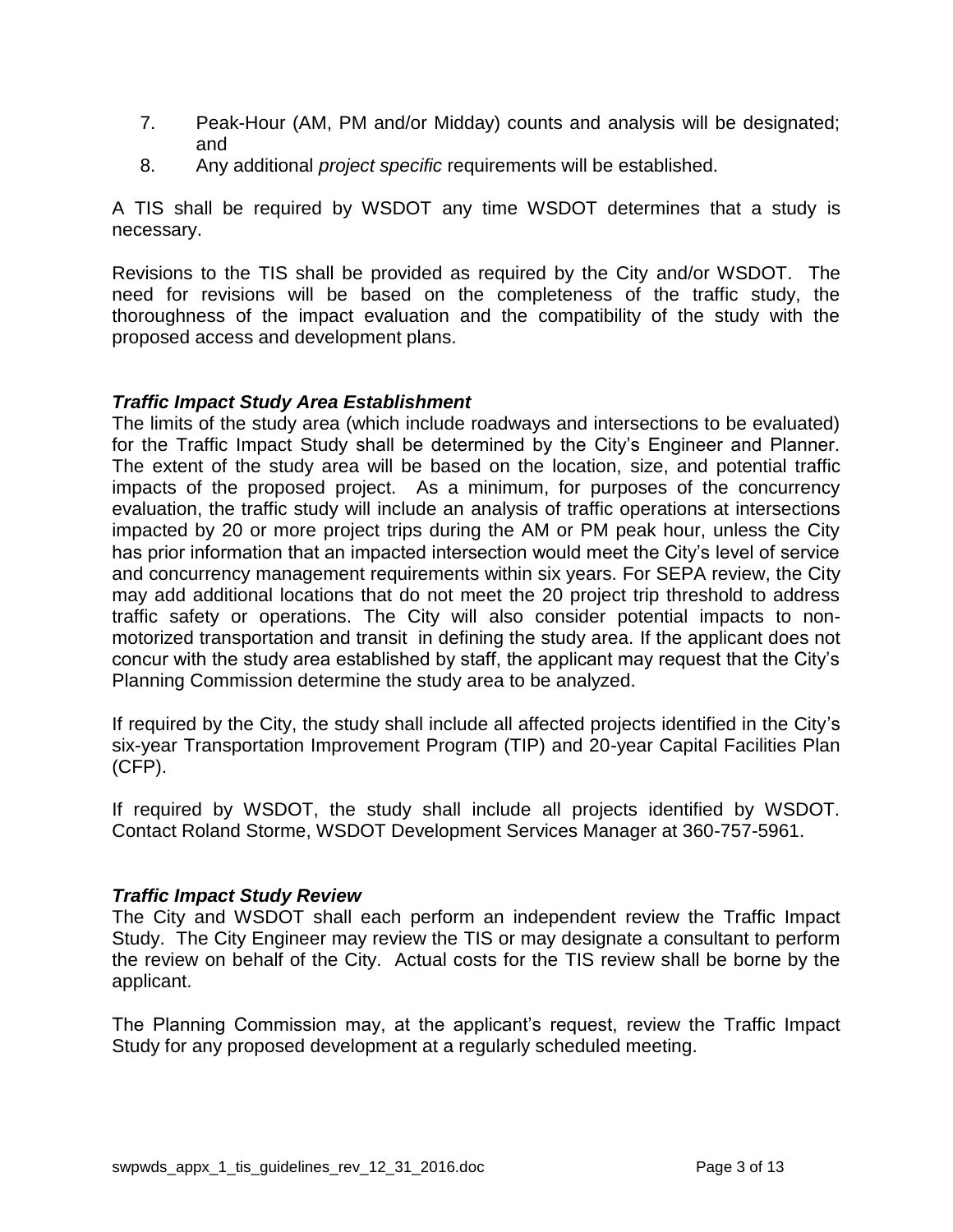7. Peak-Hour (AM, PM and/or Midday) counts and analysis will be designated; and
8. Any additional *project specific* requirements will be established.

A TIS shall be required by WSDOT any time WSDOT determines that a study is necessary.

Revisions to the TIS shall be provided as required by the City and/or WSDOT. The need for revisions will be based on the completeness of the traffic study, the thoroughness of the impact evaluation and the compatibility of the study with the proposed access and development plans.

***Traffic Impact Study Area Establishment***

The limits of the study area (which include roadways and intersections to be evaluated) for the Traffic Impact Study shall be determined by the City's Engineer and Planner. The extent of the study area will be based on the location, size, and potential traffic impacts of the proposed project. As a minimum, for purposes of the concurrency evaluation, the traffic study will include an analysis of traffic operations at intersections impacted by 20 or more project trips during the AM or PM peak hour, unless the City has prior information that an impacted intersection would meet the City's level of service and concurrency management requirements within six years. For SEPA review, the City may add additional locations that do not meet the 20 project trip threshold to address traffic safety or operations. The City will also consider potential impacts to non-motorized transportation and transit in defining the study area. If the applicant does not concur with the study area established by staff, the applicant may request that the City's Planning Commission determine the study area to be analyzed.

If required by the City, the study shall include all affected projects identified in the City's six-year Transportation Improvement Program (TIP) and 20-year Capital Facilities Plan (CFP).

If required by WSDOT, the study shall include all projects identified by WSDOT. Contact Roland Storme, WSDOT Development Services Manager at 360-757-5961.

***Traffic Impact Study Review***

The City and WSDOT shall each perform an independent review the Traffic Impact Study. The City Engineer may review the TIS or may designate a consultant to perform the review on behalf of the City. Actual costs for the TIS review shall be borne by the applicant.

The Planning Commission may, at the applicant's request, review the Traffic Impact Study for any proposed development at a regularly scheduled meeting.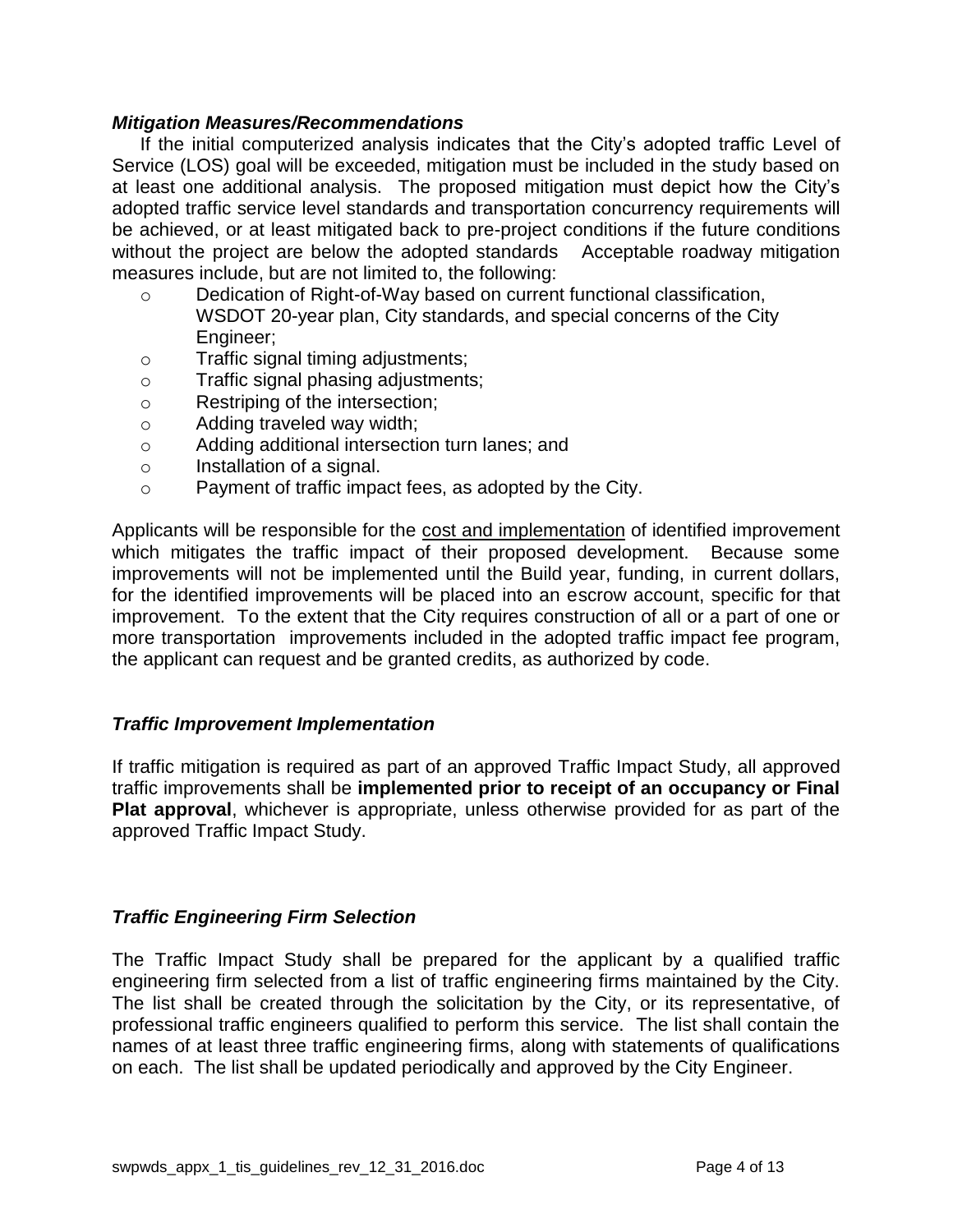### *Mitigation Measures/Recommendations*

If the initial computerized analysis indicates that the City's adopted traffic Level of Service (LOS) goal will be exceeded, mitigation must be included in the study based on at least one additional analysis. The proposed mitigation must depict how the City's adopted traffic service level standards and transportation concurrency requirements will be achieved, or at least mitigated back to pre-project conditions if the future conditions without the project are below the adopted standards Acceptable roadway mitigation measures include, but are not limited to, the following:

- Dedication of Right-of-Way based on current functional classification, WSDOT 20-year plan, City standards, and special concerns of the City Engineer;
- Traffic signal timing adjustments;
- Traffic signal phasing adjustments;
- Restriping of the intersection;
- Adding traveled way width;
- Adding additional intersection turn lanes; and
- Installation of a signal.
- Payment of traffic impact fees, as adopted by the City.

Applicants will be responsible for the <u>cost and implementation</u> of identified improvement which mitigates the traffic impact of their proposed development. Because some improvements will not be implemented until the Build year, funding, in current dollars, for the identified improvements will be placed into an escrow account, specific for that improvement. To the extent that the City requires construction of all or a part of one or more transportation improvements included in the adopted traffic impact fee program, the applicant can request and be granted credits, as authorized by code.

### *Traffic Improvement Implementation*

If traffic mitigation is required as part of an approved Traffic Impact Study, all approved traffic improvements shall be **implemented prior to receipt of an occupancy or Final Plat approval**, whichever is appropriate, unless otherwise provided for as part of the approved Traffic Impact Study.

### *Traffic Engineering Firm Selection*

The Traffic Impact Study shall be prepared for the applicant by a qualified traffic engineering firm selected from a list of traffic engineering firms maintained by the City. The list shall be created through the solicitation by the City, or its representative, of professional traffic engineers qualified to perform this service. The list shall contain the names of at least three traffic engineering firms, along with statements of qualifications on each. The list shall be updated periodically and approved by the City Engineer.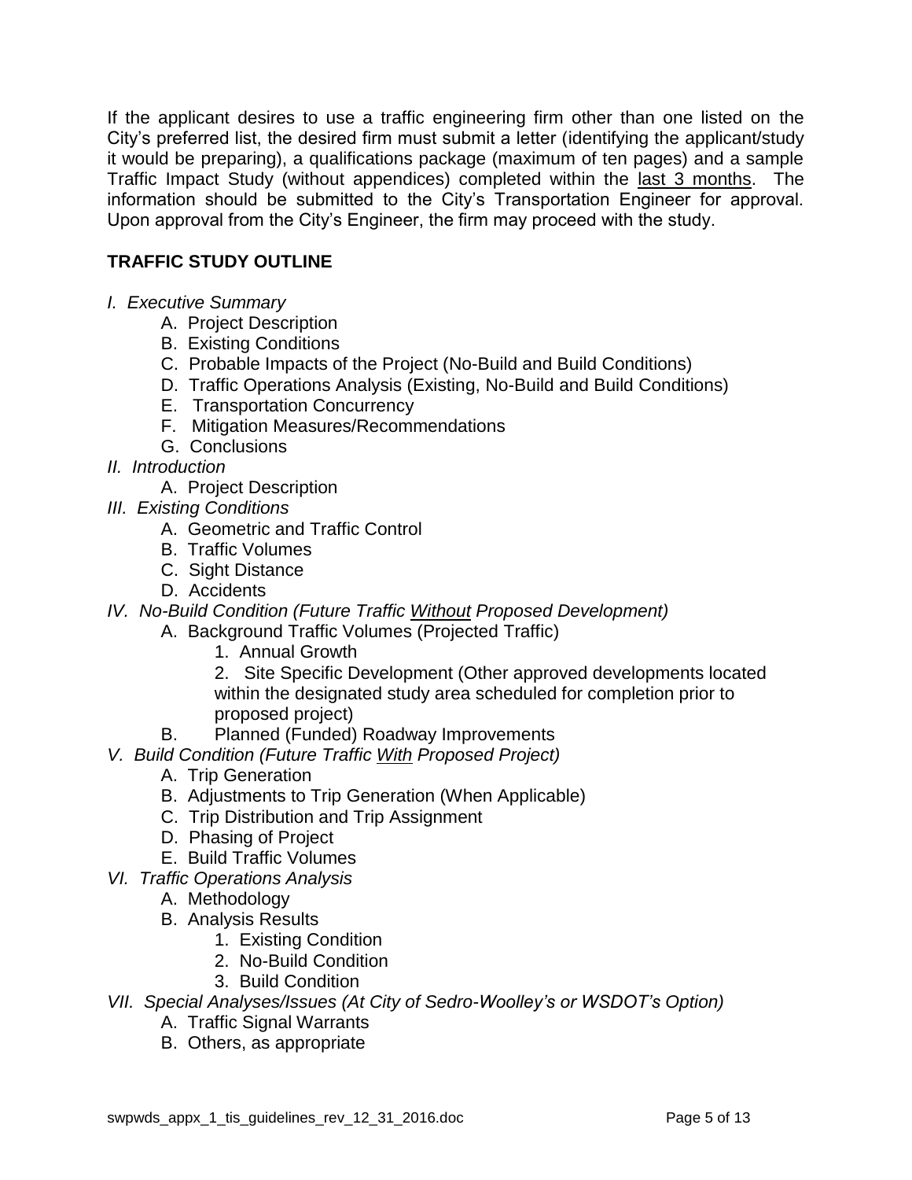If the applicant desires to use a traffic engineering firm other than one listed on the City's preferred list, the desired firm must submit a letter (identifying the applicant/study it would be preparing), a qualifications package (maximum of ten pages) and a sample Traffic Impact Study (without appendices) completed within the <u>last 3 months</u>. The information should be submitted to the City's Transportation Engineer for approval. Upon approval from the City's Engineer, the firm may proceed with the study.

## TRAFFIC STUDY OUTLINE

*I. Executive Summary*

- A. Project Description
- B. Existing Conditions
- C. Probable Impacts of the Project (No-Build and Build Conditions)
- D. Traffic Operations Analysis (Existing, No-Build and Build Conditions)
- E. Transportation Concurrency
- F. Mitigation Measures/Recommendations
- G. Conclusions

*II. Introduction*

- A. Project Description

*III. Existing Conditions*

- A. Geometric and Traffic Control
- B. Traffic Volumes
- C. Sight Distance
- D. Accidents

*IV. No-Build Condition (Future Traffic <u>Without</u> Proposed Development)*

- A. Background Traffic Volumes (Projected Traffic)
  1. Annual Growth
  2. Site Specific Development (Other approved developments located within the designated study area scheduled for completion prior to proposed project)
- B. Planned (Funded) Roadway Improvements

*V. Build Condition (Future Traffic <u>With</u> Proposed Project)*

- A. Trip Generation
- B. Adjustments to Trip Generation (When Applicable)
- C. Trip Distribution and Trip Assignment
- D. Phasing of Project
- E. Build Traffic Volumes

*VI. Traffic Operations Analysis*

- A. Methodology
- B. Analysis Results
  1. Existing Condition
  2. No-Build Condition
  3. Build Condition

*VII. Special Analyses/Issues (At City of Sedro-Woolley's or WSDOT's Option)*

- A. Traffic Signal Warrants
- B. Others, as appropriate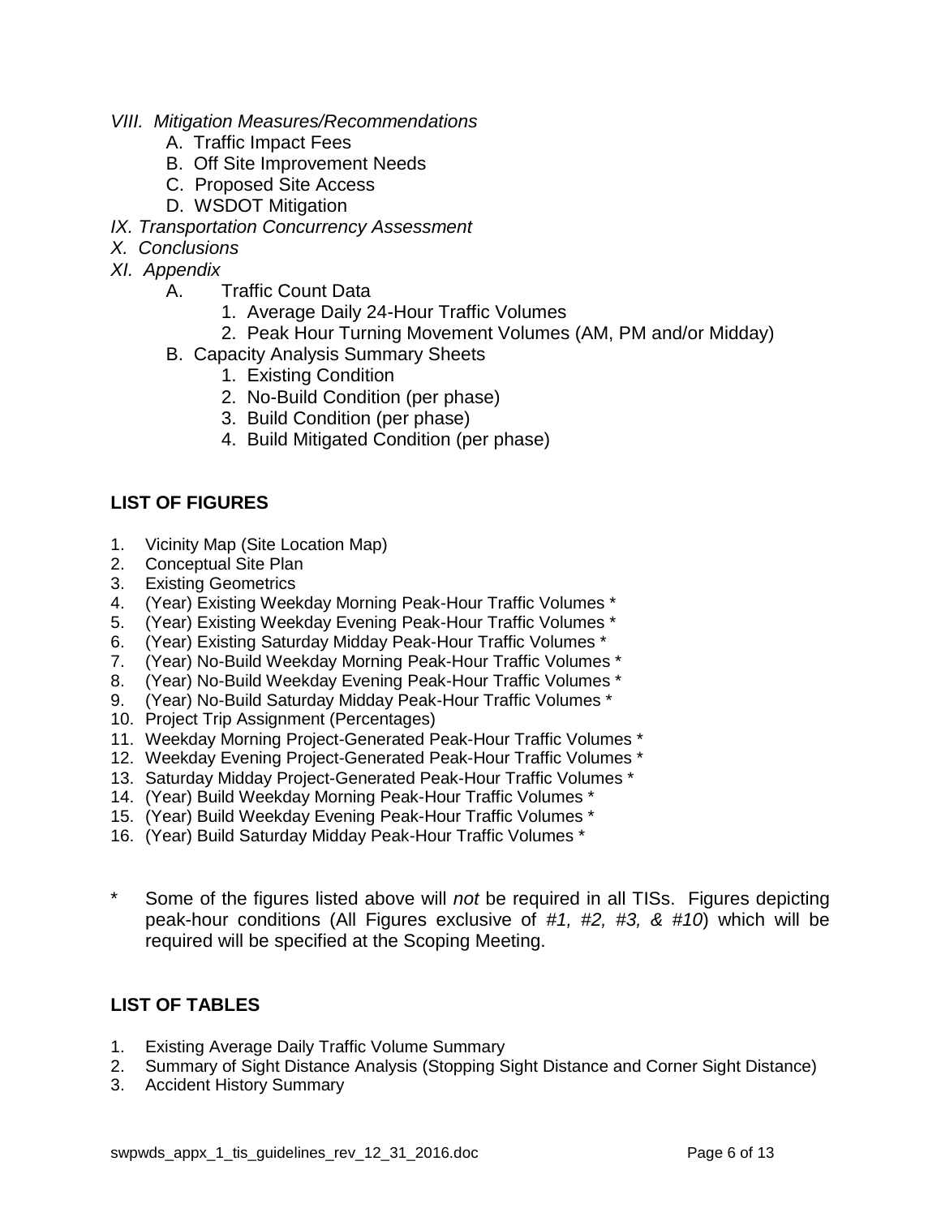*VIII. Mitigation Measures/Recommendations*

- A. Traffic Impact Fees
- B. Off Site Improvement Needs
- C. Proposed Site Access
- D. WSDOT Mitigation

*IX. Transportation Concurrency Assessment*

*X. Conclusions*

*XI. Appendix*

- A. Traffic Count Data
  1. Average Daily 24-Hour Traffic Volumes
  2. Peak Hour Turning Movement Volumes (AM, PM and/or Midday)
- B. Capacity Analysis Summary Sheets
  1. Existing Condition
  2. No-Build Condition (per phase)
  3. Build Condition (per phase)
  4. Build Mitigated Condition (per phase)

## LIST OF FIGURES

1. Vicinity Map (Site Location Map)
2. Conceptual Site Plan
3. Existing Geometrics
4. (Year) Existing Weekday Morning Peak-Hour Traffic Volumes *
5. (Year) Existing Weekday Evening Peak-Hour Traffic Volumes *
6. (Year) Existing Saturday Midday Peak-Hour Traffic Volumes *
7. (Year) No-Build Weekday Morning Peak-Hour Traffic Volumes *
8. (Year) No-Build Weekday Evening Peak-Hour Traffic Volumes *
9. (Year) No-Build Saturday Midday Peak-Hour Traffic Volumes *
10. Project Trip Assignment (Percentages)
11. Weekday Morning Project-Generated Peak-Hour Traffic Volumes *
12. Weekday Evening Project-Generated Peak-Hour Traffic Volumes *
13. Saturday Midday Project-Generated Peak-Hour Traffic Volumes *
14. (Year) Build Weekday Morning Peak-Hour Traffic Volumes *
15. (Year) Build Weekday Evening Peak-Hour Traffic Volumes *
16. (Year) Build Saturday Midday Peak-Hour Traffic Volumes *

\* Some of the figures listed above will *not* be required in all TISs. Figures depicting peak-hour conditions (All Figures exclusive of *#1, #2, #3, & #10*) which will be required will be specified at the Scoping Meeting.

## LIST OF TABLES

1. Existing Average Daily Traffic Volume Summary
2. Summary of Sight Distance Analysis (Stopping Sight Distance and Corner Sight Distance)
3. Accident History Summary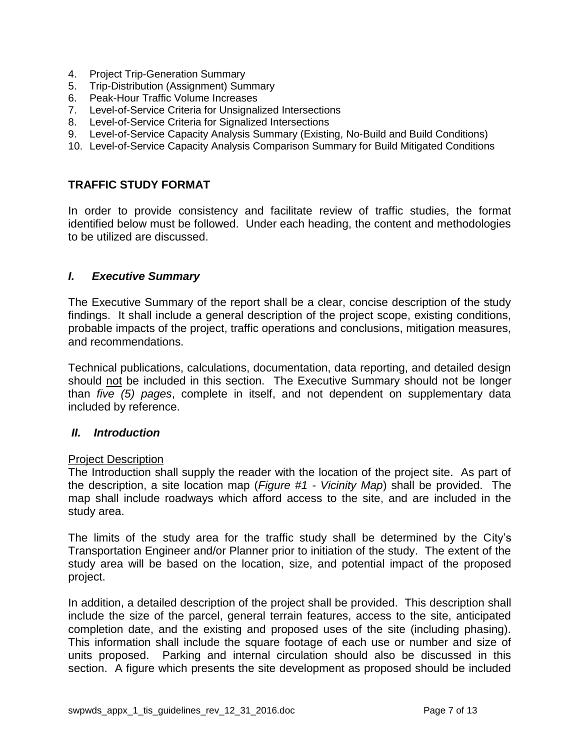4. Project Trip-Generation Summary
5. Trip-Distribution (Assignment) Summary
6. Peak-Hour Traffic Volume Increases
7. Level-of-Service Criteria for Unsignalized Intersections
8. Level-of-Service Criteria for Signalized Intersections
9. Level-of-Service Capacity Analysis Summary (Existing, No-Build and Build Conditions)
10. Level-of-Service Capacity Analysis Comparison Summary for Build Mitigated Conditions

## TRAFFIC STUDY FORMAT

In order to provide consistency and facilitate review of traffic studies, the format identified below must be followed. Under each heading, the content and methodologies to be utilized are discussed.

### *I. Executive Summary*

The Executive Summary of the report shall be a clear, concise description of the study findings. It shall include a general description of the project scope, existing conditions, probable impacts of the project, traffic operations and conclusions, mitigation measures, and recommendations.

Technical publications, calculations, documentation, data reporting, and detailed design should not be included in this section. The Executive Summary should not be longer than *five (5) pages*, complete in itself, and not dependent on supplementary data included by reference.

### *II. Introduction*

Project Description

The Introduction shall supply the reader with the location of the project site. As part of the description, a site location map (*Figure #1 - Vicinity Map*) shall be provided. The map shall include roadways which afford access to the site, and are included in the study area.

The limits of the study area for the traffic study shall be determined by the City's Transportation Engineer and/or Planner prior to initiation of the study. The extent of the study area will be based on the location, size, and potential impact of the proposed project.

In addition, a detailed description of the project shall be provided. This description shall include the size of the parcel, general terrain features, access to the site, anticipated completion date, and the existing and proposed uses of the site (including phasing). This information shall include the square footage of each use or number and size of units proposed. Parking and internal circulation should also be discussed in this section. A figure which presents the site development as proposed should be included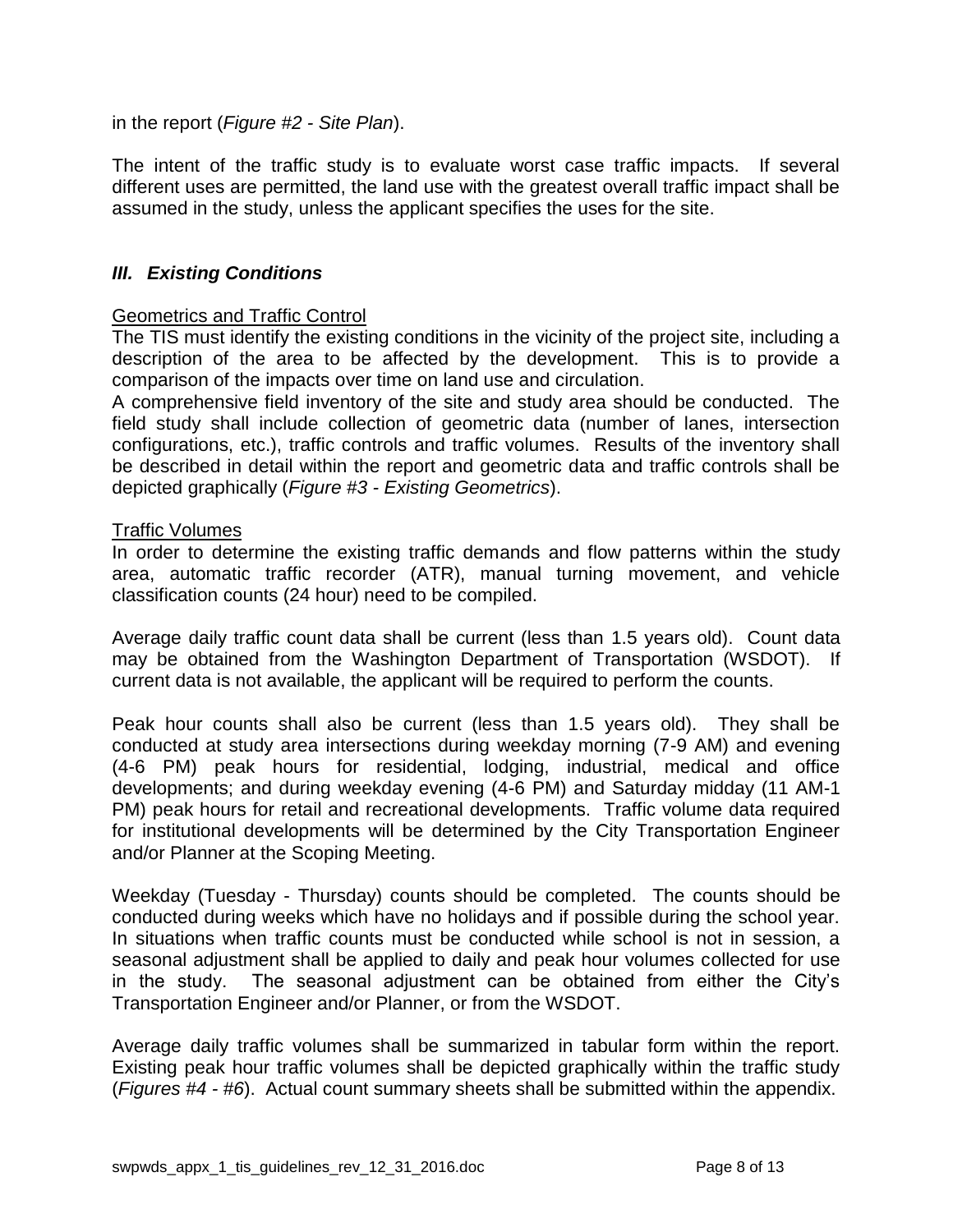in the report (*Figure #2 - Site Plan*).

The intent of the traffic study is to evaluate worst case traffic impacts. If several different uses are permitted, the land use with the greatest overall traffic impact shall be assumed in the study, unless the applicant specifies the uses for the site.

## ***III. Existing Conditions***

<u>Geometrics and Traffic Control</u>

The TIS must identify the existing conditions in the vicinity of the project site, including a description of the area to be affected by the development. This is to provide a comparison of the impacts over time on land use and circulation.

A comprehensive field inventory of the site and study area should be conducted. The field study shall include collection of geometric data (number of lanes, intersection configurations, etc.), traffic controls and traffic volumes. Results of the inventory shall be described in detail within the report and geometric data and traffic controls shall be depicted graphically (*Figure #3 - Existing Geometrics*).

<u>Traffic Volumes</u>

In order to determine the existing traffic demands and flow patterns within the study area, automatic traffic recorder (ATR), manual turning movement, and vehicle classification counts (24 hour) need to be compiled.

Average daily traffic count data shall be current (less than 1.5 years old). Count data may be obtained from the Washington Department of Transportation (WSDOT). If current data is not available, the applicant will be required to perform the counts.

Peak hour counts shall also be current (less than 1.5 years old). They shall be conducted at study area intersections during weekday morning (7-9 AM) and evening (4-6 PM) peak hours for residential, lodging, industrial, medical and office developments; and during weekday evening (4-6 PM) and Saturday midday (11 AM-1 PM) peak hours for retail and recreational developments. Traffic volume data required for institutional developments will be determined by the City Transportation Engineer and/or Planner at the Scoping Meeting.

Weekday (Tuesday - Thursday) counts should be completed. The counts should be conducted during weeks which have no holidays and if possible during the school year. In situations when traffic counts must be conducted while school is not in session, a seasonal adjustment shall be applied to daily and peak hour volumes collected for use in the study. The seasonal adjustment can be obtained from either the City's Transportation Engineer and/or Planner, or from the WSDOT.

Average daily traffic volumes shall be summarized in tabular form within the report. Existing peak hour traffic volumes shall be depicted graphically within the traffic study (*Figures #4 - #6*). Actual count summary sheets shall be submitted within the appendix.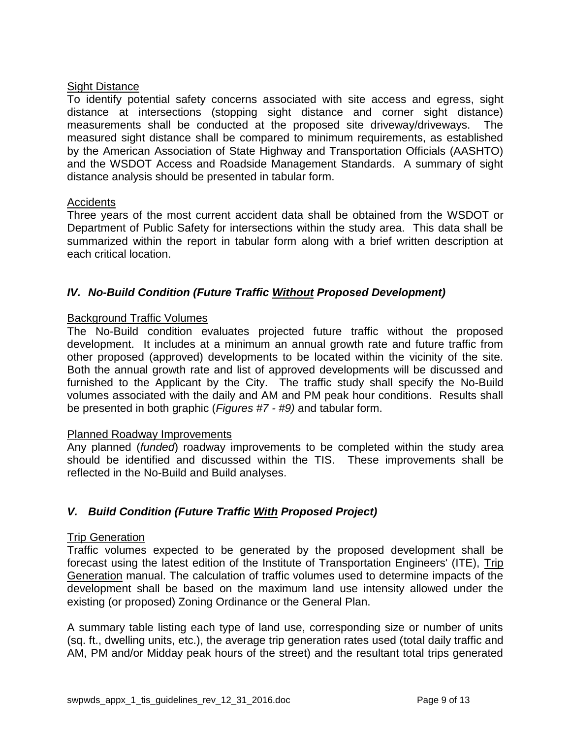<u>Sight Distance</u>

To identify potential safety concerns associated with site access and egress, sight distance at intersections (stopping sight distance and corner sight distance) measurements shall be conducted at the proposed site driveway/driveways. The measured sight distance shall be compared to minimum requirements, as established by the American Association of State Highway and Transportation Officials (AASHTO) and the WSDOT Access and Roadside Management Standards. A summary of sight distance analysis should be presented in tabular form.

<u>Accidents</u>

Three years of the most current accident data shall be obtained from the WSDOT or Department of Public Safety for intersections within the study area. This data shall be summarized within the report in tabular form along with a brief written description at each critical location.

## *IV. No-Build Condition (Future Traffic <u>Without</u> Proposed Development)*

<u>Background Traffic Volumes</u>

The No-Build condition evaluates projected future traffic without the proposed development. It includes at a minimum an annual growth rate and future traffic from other proposed (approved) developments to be located within the vicinity of the site. Both the annual growth rate and list of approved developments will be discussed and furnished to the Applicant by the City. The traffic study shall specify the No-Build volumes associated with the daily and AM and PM peak hour conditions. Results shall be presented in both graphic (*Figures #7 - #9)* and tabular form.

<u>Planned Roadway Improvements</u>

Any planned (*funded*) roadway improvements to be completed within the study area should be identified and discussed within the TIS. These improvements shall be reflected in the No-Build and Build analyses.

## *V. Build Condition (Future Traffic <u>With</u> Proposed Project)*

<u>Trip Generation</u>

Traffic volumes expected to be generated by the proposed development shall be forecast using the latest edition of the Institute of Transportation Engineers' (ITE), <u>Trip Generation</u> manual. The calculation of traffic volumes used to determine impacts of the development shall be based on the maximum land use intensity allowed under the existing (or proposed) Zoning Ordinance or the General Plan.

A summary table listing each type of land use, corresponding size or number of units (sq. ft., dwelling units, etc.), the average trip generation rates used (total daily traffic and AM, PM and/or Midday peak hours of the street) and the resultant total trips generated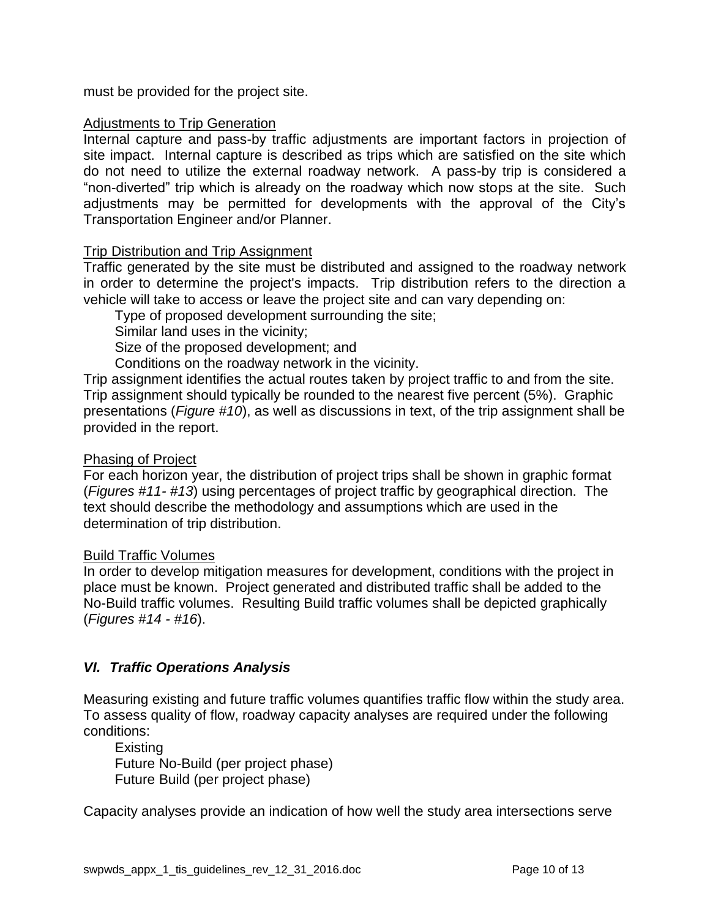must be provided for the project site.

Adjustments to Trip Generation

Internal capture and pass-by traffic adjustments are important factors in projection of site impact. Internal capture is described as trips which are satisfied on the site which do not need to utilize the external roadway network. A pass-by trip is considered a "non-diverted" trip which is already on the roadway which now stops at the site. Such adjustments may be permitted for developments with the approval of the City's Transportation Engineer and/or Planner.

Trip Distribution and Trip Assignment

Traffic generated by the site must be distributed and assigned to the roadway network in order to determine the project's impacts. Trip distribution refers to the direction a vehicle will take to access or leave the project site and can vary depending on:

Type of proposed development surrounding the site;
Similar land uses in the vicinity;
Size of the proposed development; and
Conditions on the roadway network in the vicinity.

Trip assignment identifies the actual routes taken by project traffic to and from the site. Trip assignment should typically be rounded to the nearest five percent (5%). Graphic presentations (*Figure #10*), as well as discussions in text, of the trip assignment shall be provided in the report.

Phasing of Project

For each horizon year, the distribution of project trips shall be shown in graphic format (*Figures #11- #13*) using percentages of project traffic by geographical direction. The text should describe the methodology and assumptions which are used in the determination of trip distribution.

Build Traffic Volumes

In order to develop mitigation measures for development, conditions with the project in place must be known. Project generated and distributed traffic shall be added to the No-Build traffic volumes. Resulting Build traffic volumes shall be depicted graphically (*Figures #14 - #16*).

## *VI. Traffic Operations Analysis*

Measuring existing and future traffic volumes quantifies traffic flow within the study area. To assess quality of flow, roadway capacity analyses are required under the following conditions:

Existing
Future No-Build (per project phase)
Future Build (per project phase)

Capacity analyses provide an indication of how well the study area intersections serve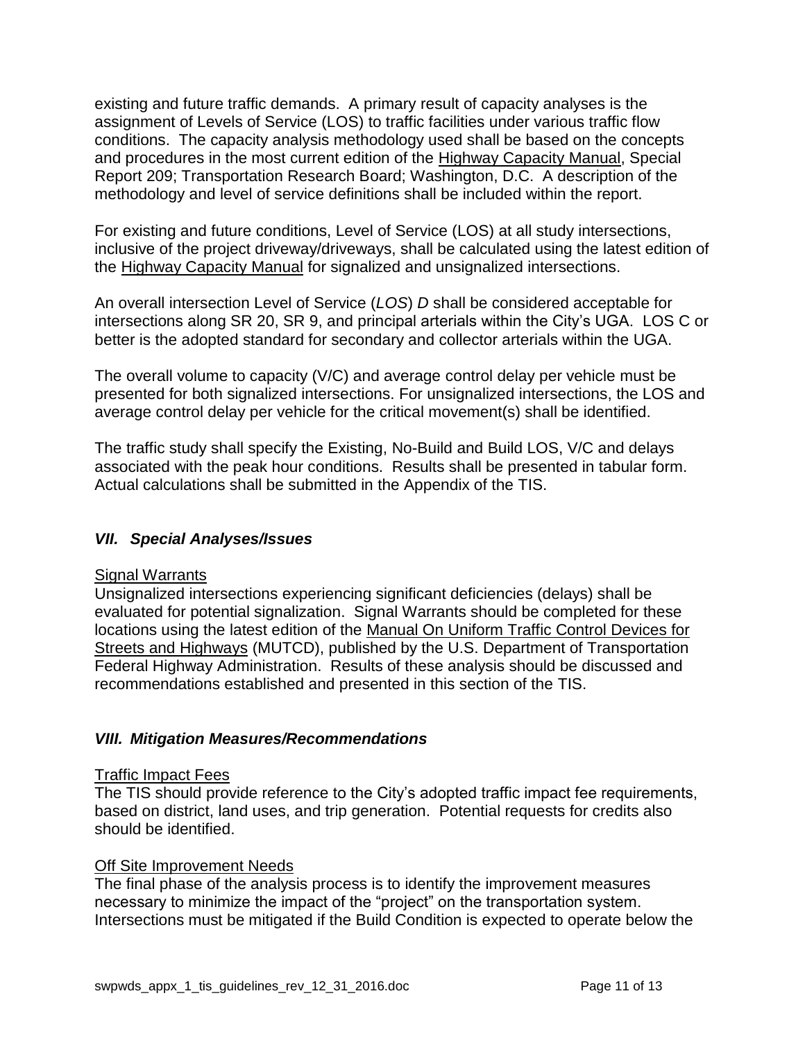existing and future traffic demands. A primary result of capacity analyses is the assignment of Levels of Service (LOS) to traffic facilities under various traffic flow conditions. The capacity analysis methodology used shall be based on the concepts and procedures in the most current edition of the Highway Capacity Manual, Special Report 209; Transportation Research Board; Washington, D.C. A description of the methodology and level of service definitions shall be included within the report.

For existing and future conditions, Level of Service (LOS) at all study intersections, inclusive of the project driveway/driveways, shall be calculated using the latest edition of the Highway Capacity Manual for signalized and unsignalized intersections.

An overall intersection Level of Service (*LOS*) *D* shall be considered acceptable for intersections along SR 20, SR 9, and principal arterials within the City's UGA. LOS C or better is the adopted standard for secondary and collector arterials within the UGA.

The overall volume to capacity (V/C) and average control delay per vehicle must be presented for both signalized intersections. For unsignalized intersections, the LOS and average control delay per vehicle for the critical movement(s) shall be identified.

The traffic study shall specify the Existing, No-Build and Build LOS, V/C and delays associated with the peak hour conditions. Results shall be presented in tabular form. Actual calculations shall be submitted in the Appendix of the TIS.

## *VII. Special Analyses/Issues*

Signal Warrants

Unsignalized intersections experiencing significant deficiencies (delays) shall be evaluated for potential signalization. Signal Warrants should be completed for these locations using the latest edition of the Manual On Uniform Traffic Control Devices for Streets and Highways (MUTCD), published by the U.S. Department of Transportation Federal Highway Administration. Results of these analysis should be discussed and recommendations established and presented in this section of the TIS.

## *VIII. Mitigation Measures/Recommendations*

Traffic Impact Fees

The TIS should provide reference to the City's adopted traffic impact fee requirements, based on district, land uses, and trip generation. Potential requests for credits also should be identified.

Off Site Improvement Needs

The final phase of the analysis process is to identify the improvement measures necessary to minimize the impact of the "project" on the transportation system. Intersections must be mitigated if the Build Condition is expected to operate below the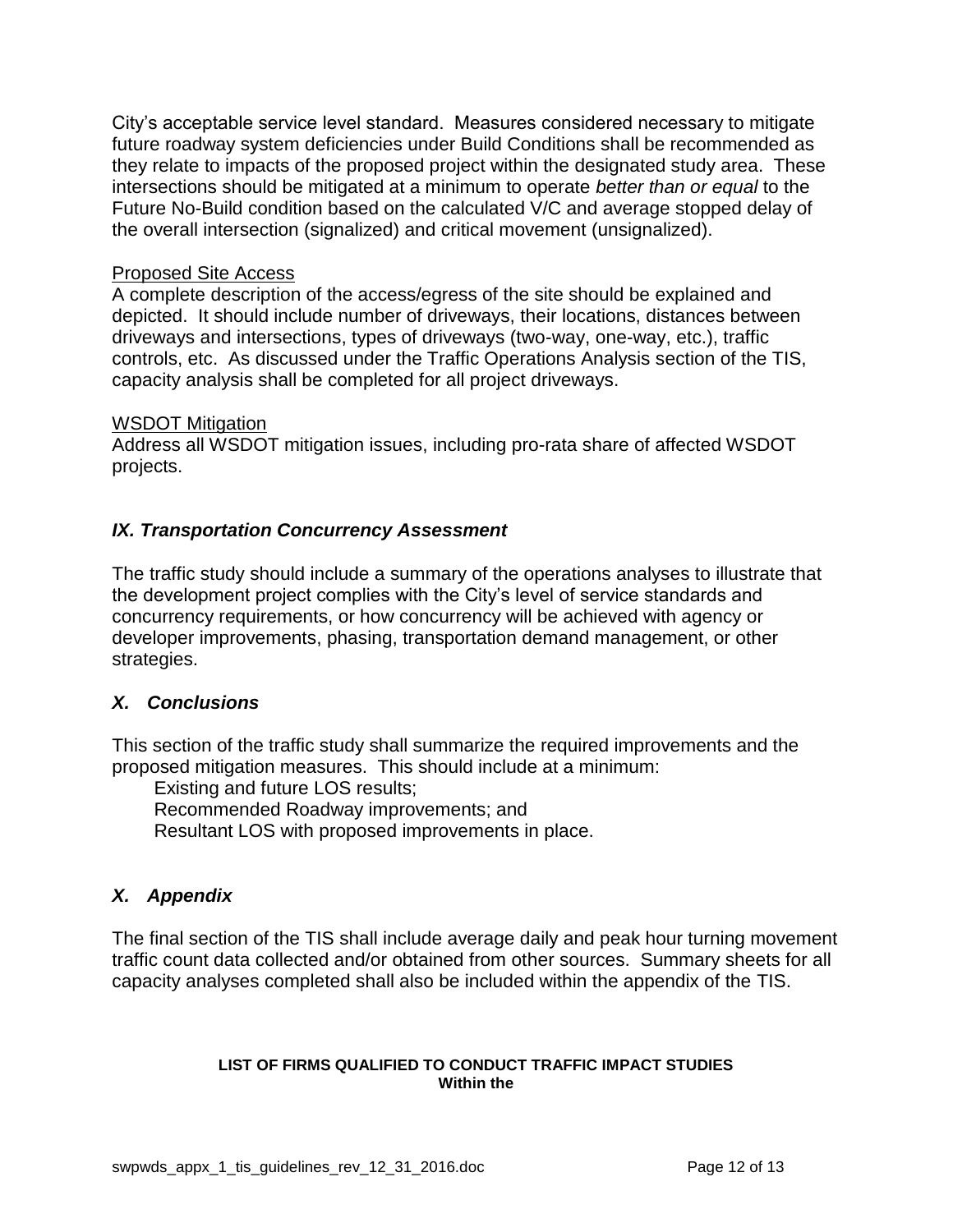City's acceptable service level standard. Measures considered necessary to mitigate future roadway system deficiencies under Build Conditions shall be recommended as they relate to impacts of the proposed project within the designated study area. These intersections should be mitigated at a minimum to operate *better than or equal* to the Future No-Build condition based on the calculated V/C and average stopped delay of the overall intersection (signalized) and critical movement (unsignalized).

Proposed Site Access

A complete description of the access/egress of the site should be explained and depicted. It should include number of driveways, their locations, distances between driveways and intersections, types of driveways (two-way, one-way, etc.), traffic controls, etc. As discussed under the Traffic Operations Analysis section of the TIS, capacity analysis shall be completed for all project driveways.

WSDOT Mitigation

Address all WSDOT mitigation issues, including pro-rata share of affected WSDOT projects.

### *IX. Transportation Concurrency Assessment*

The traffic study should include a summary of the operations analyses to illustrate that the development project complies with the City's level of service standards and concurrency requirements, or how concurrency will be achieved with agency or developer improvements, phasing, transportation demand management, or other strategies.

### *X. Conclusions*

This section of the traffic study shall summarize the required improvements and the proposed mitigation measures. This should include at a minimum:

Existing and future LOS results;
Recommended Roadway improvements; and
Resultant LOS with proposed improvements in place.

### *X. Appendix*

The final section of the TIS shall include average daily and peak hour turning movement traffic count data collected and/or obtained from other sources. Summary sheets for all capacity analyses completed shall also be included within the appendix of the TIS.

**LIST OF FIRMS QUALIFIED TO CONDUCT TRAFFIC IMPACT STUDIES**
**Within the**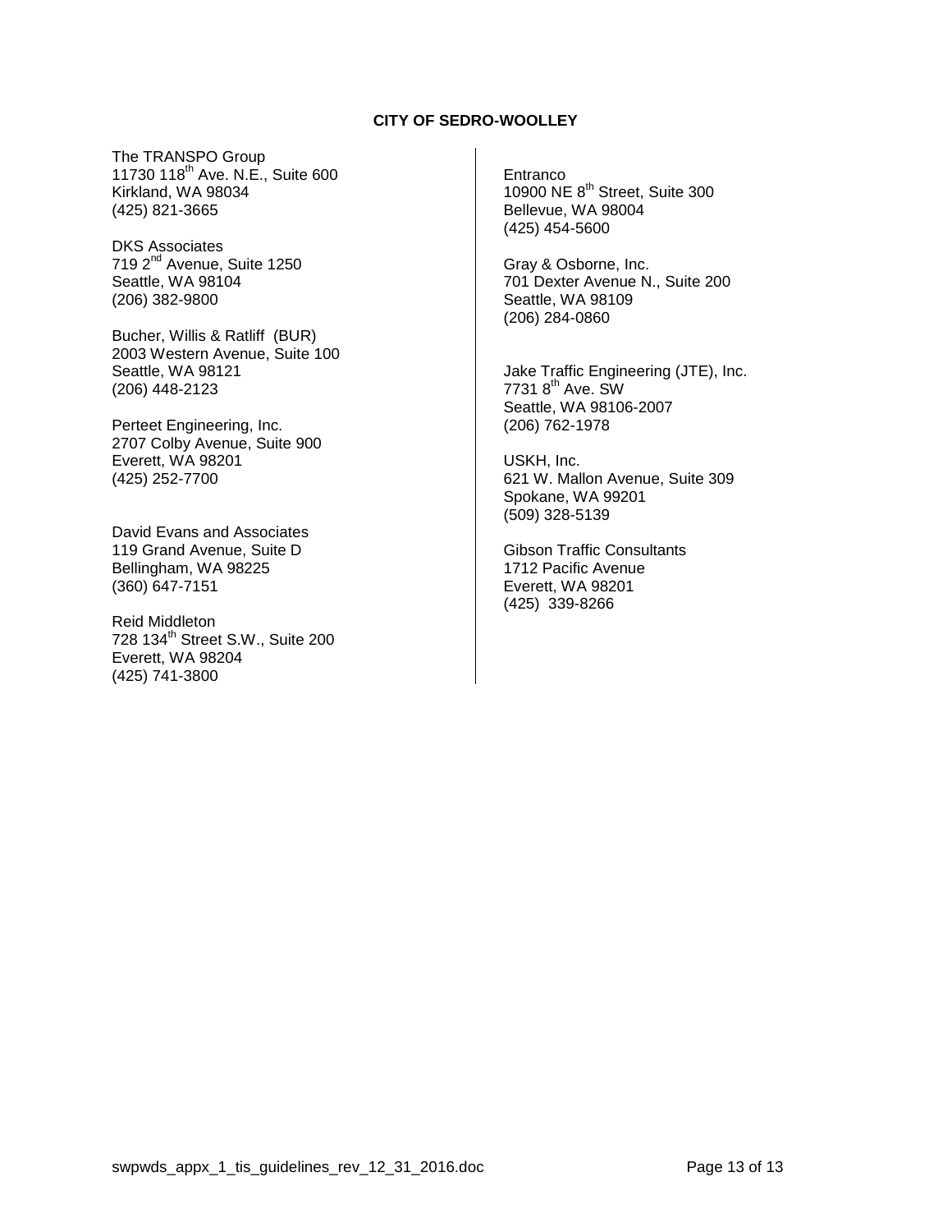**CITY OF SEDRO-WOOLLEY**

The TRANSPO Group
11730 118th Ave. N.E., Suite 600
Kirkland, WA 98034
(425) 821-3665

DKS Associates
719 2nd Avenue, Suite 1250
Seattle, WA 98104
(206) 382-9800

Bucher, Willis & Ratliff (BUR)
2003 Western Avenue, Suite 100
Seattle, WA 98121
(206) 448-2123

Perteet Engineering, Inc.
2707 Colby Avenue, Suite 900
Everett, WA 98201
(425) 252-7700

David Evans and Associates
119 Grand Avenue, Suite D
Bellingham, WA 98225
(360) 647-7151

Reid Middleton
728 134th Street S.W., Suite 200
Everett, WA 98204
(425) 741-3800

Entranco
10900 NE 8th Street, Suite 300
Bellevue, WA 98004
(425) 454-5600

Gray & Osborne, Inc.
701 Dexter Avenue N., Suite 200
Seattle, WA 98109
(206) 284-0860

Jake Traffic Engineering (JTE), Inc.
7731 8th Ave. SW
Seattle, WA 98106-2007
(206) 762-1978

USKH, Inc.
621 W. Mallon Avenue, Suite 309
Spokane, WA 99201
(509) 328-5139

Gibson Traffic Consultants
1712 Pacific Avenue
Everett, WA 98201
(425) 339-8266